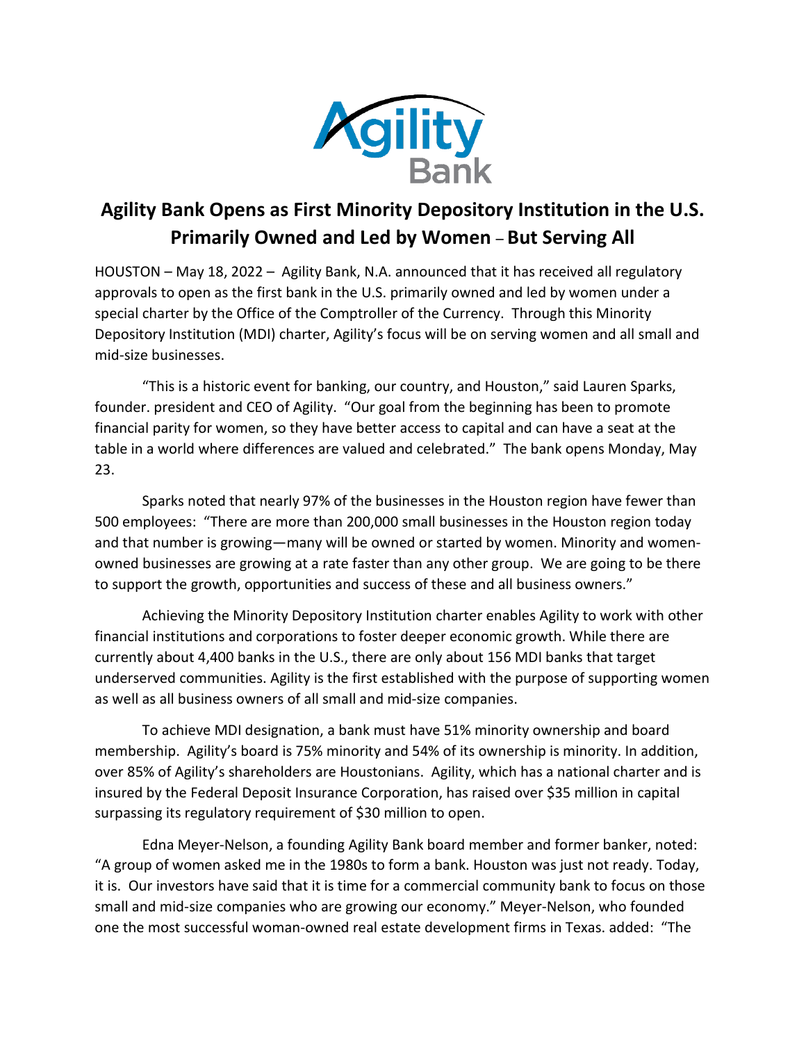# Agility Bank Opens as First Minority Depository Institution in the U.S. Primarily Owned and Led by Women – But Serving All

HOUSTON – May 18, 2022 – Agility Bank, N.A. announced that it has received all regulatory approvals to open as the first bank in the U.S. primarily owned and led by women under a special charter by the Office of the Comptroller of the Currency. Through this Minority Depository Institution (MDI) charter, Agility's focus will be on serving women and all small and mid-size businesses.

"This is a historic event for banking, our country, and Houston," said Lauren Sparks, founder. president and CEO of Agility. "Our goal from the beginning has been to promote financial parity for women, so they have better access to capital and can have a seat at the table in a world where differences are valued and celebrated." The bank opens Monday, May 23.

Sparks noted that nearly 97% of the businesses in the Houston region have fewer than 500 employees: "There are more than 200,000 small businesses in the Houston region today and that number is growing—many will be owned or started by women. Minority and women-owned businesses are growing at a rate faster than any other group. We are going to be there to support the growth, opportunities and success of these and all business owners."

Achieving the Minority Depository Institution charter enables Agility to work with other financial institutions and corporations to foster deeper economic growth. While there are currently about 4,400 banks in the U.S., there are only about 156 MDI banks that target underserved communities. Agility is the first established with the purpose of supporting women as well as all business owners of all small and mid-size companies.

To achieve MDI designation, a bank must have 51% minority ownership and board membership. Agility's board is 75% minority and 54% of its ownership is minority. In addition, over 85% of Agility's shareholders are Houstonians. Agility, which has a national charter and is insured by the Federal Deposit Insurance Corporation, has raised over $35 million in capital surpassing its regulatory requirement of $30 million to open.

Edna Meyer-Nelson, a founding Agility Bank board member and former banker, noted: "A group of women asked me in the 1980s to form a bank. Houston was just not ready. Today, it is. Our investors have said that it is time for a commercial community bank to focus on those small and mid-size companies who are growing our economy." Meyer-Nelson, who founded one the most successful woman-owned real estate development firms in Texas. added: "The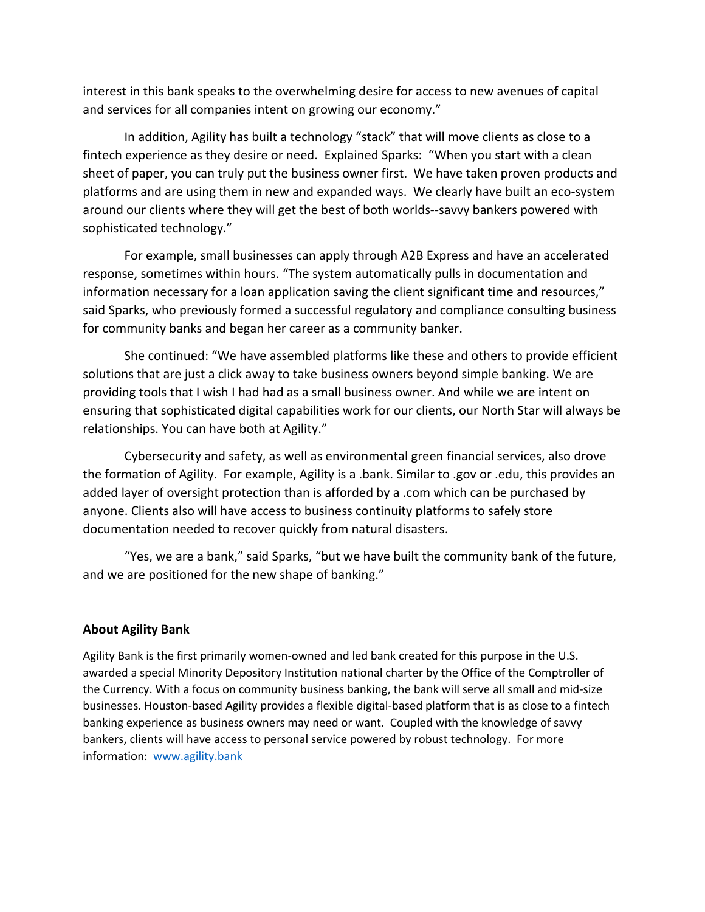interest in this bank speaks to the overwhelming desire for access to new avenues of capital and services for all companies intent on growing our economy."

In addition, Agility has built a technology "stack" that will move clients as close to a fintech experience as they desire or need. Explained Sparks: "When you start with a clean sheet of paper, you can truly put the business owner first. We have taken proven products and platforms and are using them in new and expanded ways. We clearly have built an eco-system around our clients where they will get the best of both worlds--savvy bankers powered with sophisticated technology."

For example, small businesses can apply through A2B Express and have an accelerated response, sometimes within hours. "The system automatically pulls in documentation and information necessary for a loan application saving the client significant time and resources," said Sparks, who previously formed a successful regulatory and compliance consulting business for community banks and began her career as a community banker.

She continued: "We have assembled platforms like these and others to provide efficient solutions that are just a click away to take business owners beyond simple banking. We are providing tools that I wish I had had as a small business owner. And while we are intent on ensuring that sophisticated digital capabilities work for our clients, our North Star will always be relationships. You can have both at Agility."

Cybersecurity and safety, as well as environmental green financial services, also drove the formation of Agility. For example, Agility is a .bank. Similar to .gov or .edu, this provides an added layer of oversight protection than is afforded by a .com which can be purchased by anyone. Clients also will have access to business continuity platforms to safely store documentation needed to recover quickly from natural disasters.

"Yes, we are a bank," said Sparks, "but we have built the community bank of the future, and we are positioned for the new shape of banking."

**About Agility Bank**

Agility Bank is the first primarily women-owned and led bank created for this purpose in the U.S. awarded a special Minority Depository Institution national charter by the Office of the Comptroller of the Currency. With a focus on community business banking, the bank will serve all small and mid-size businesses. Houston-based Agility provides a flexible digital-based platform that is as close to a fintech banking experience as business owners may need or want. Coupled with the knowledge of savvy bankers, clients will have access to personal service powered by robust technology. For more information: [www.agility.bank](www.agility.bank)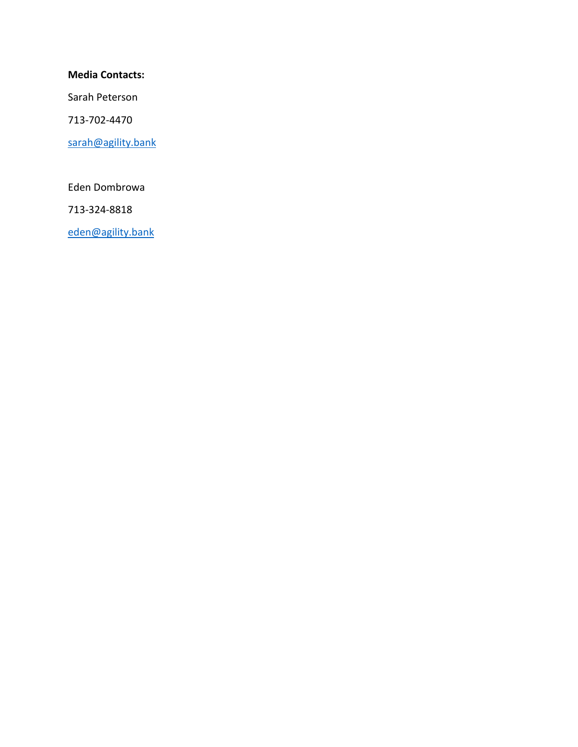**Media Contacts:**

Sarah Peterson

713-702-4470

sarah@agility.bank

Eden Dombrowa

713-324-8818

eden@agility.bank